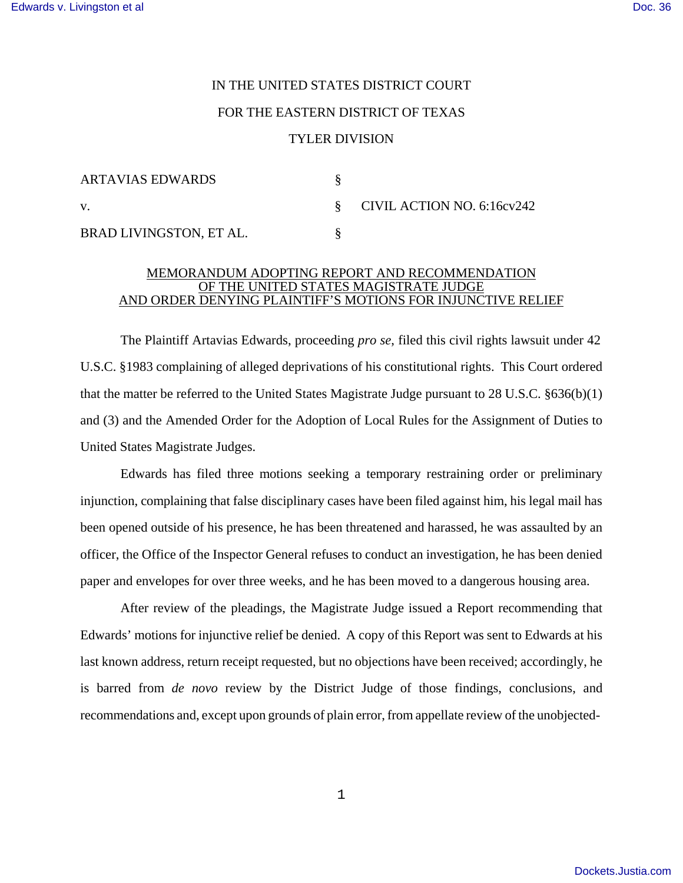IN THE UNITED STATES DISTRICT COURT

FOR THE EASTERN DISTRICT OF TEXAS

TYLER DIVISION

| | | |
|---|---|---|
| ARTAVIAS EDWARDS | § | |
| v. | § | CIVIL ACTION NO. 6:16cv242 |
| BRAD LIVINGSTON, ET AL. | § | |

MEMORANDUM ADOPTING REPORT AND RECOMMENDATION
OF THE UNITED STATES MAGISTRATE JUDGE
AND ORDER DENYING PLAINTIFF'S MOTIONS FOR INJUNCTIVE RELIEF

The Plaintiff Artavias Edwards, proceeding *pro se*, filed this civil rights lawsuit under 42 U.S.C. §1983 complaining of alleged deprivations of his constitutional rights. This Court ordered that the matter be referred to the United States Magistrate Judge pursuant to 28 U.S.C. §636(b)(1) and (3) and the Amended Order for the Adoption of Local Rules for the Assignment of Duties to United States Magistrate Judges.

Edwards has filed three motions seeking a temporary restraining order or preliminary injunction, complaining that false disciplinary cases have been filed against him, his legal mail has been opened outside of his presence, he has been threatened and harassed, he was assaulted by an officer, the Office of the Inspector General refuses to conduct an investigation, he has been denied paper and envelopes for over three weeks, and he has been moved to a dangerous housing area.

After review of the pleadings, the Magistrate Judge issued a Report recommending that Edwards' motions for injunctive relief be denied. A copy of this Report was sent to Edwards at his last known address, return receipt requested, but no objections have been received; accordingly, he is barred from *de novo* review by the District Judge of those findings, conclusions, and recommendations and, except upon grounds of plain error, from appellate review of the unobjected-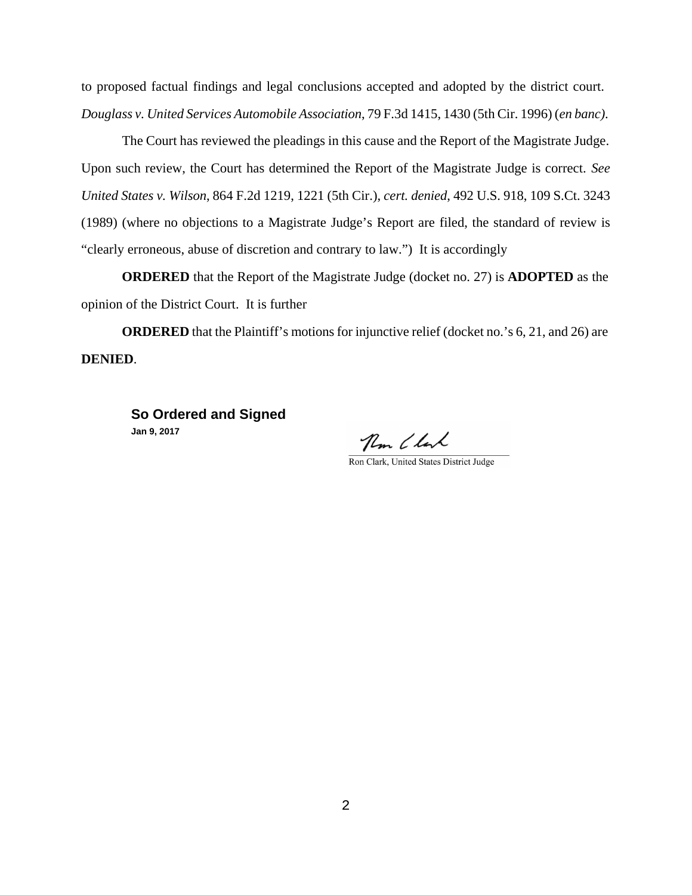to proposed factual findings and legal conclusions accepted and adopted by the district court. *Douglass v. United Services Automobile Association*, 79 F.3d 1415, 1430 (5th Cir. 1996) (*en banc)*.

The Court has reviewed the pleadings in this cause and the Report of the Magistrate Judge. Upon such review, the Court has determined the Report of the Magistrate Judge is correct. *See United States v. Wilson*, 864 F.2d 1219, 1221 (5th Cir.), *cert. denied*, 492 U.S. 918, 109 S.Ct. 3243 (1989) (where no objections to a Magistrate Judge's Report are filed, the standard of review is "clearly erroneous, abuse of discretion and contrary to law.") It is accordingly

**ORDERED** that the Report of the Magistrate Judge (docket no. 27) is **ADOPTED** as the opinion of the District Court. It is further

**ORDERED** that the Plaintiff's motions for injunctive relief (docket no.'s 6, 21, and 26) are **DENIED**.

**So Ordered and Signed**

**Jan 9, 2017**

Ron Clark, United States District Judge